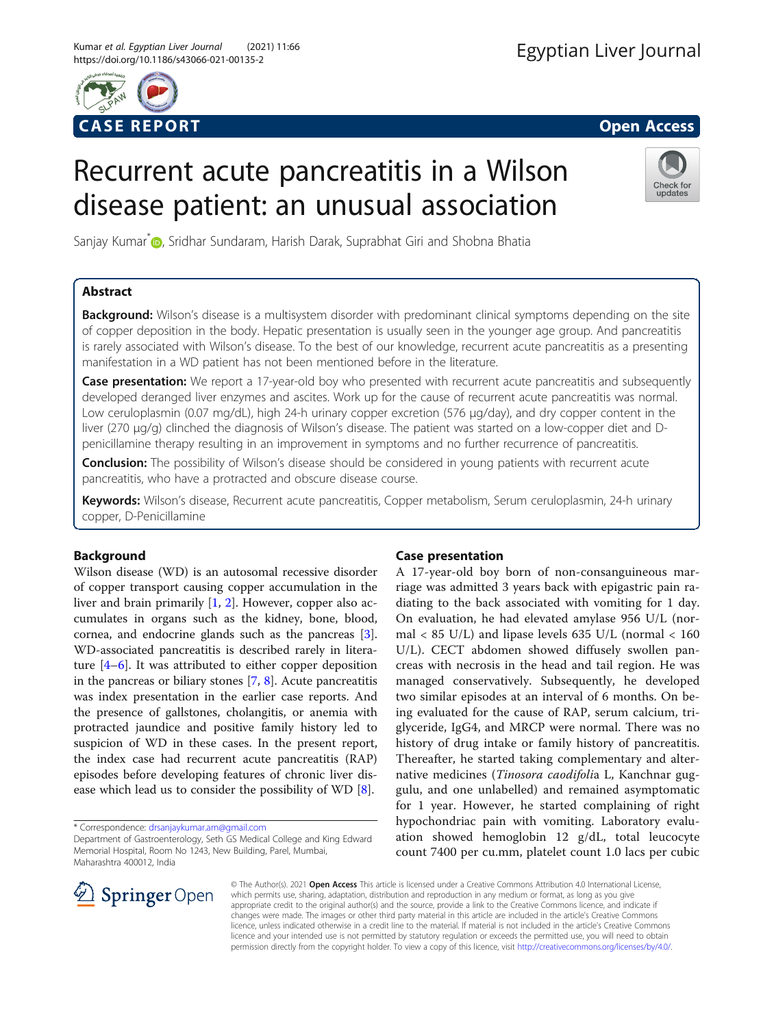CASE REPORT

Open Access

# Recurrent acute pancreatitis in a Wilson disease patient: an unusual association

Sanjay Kumar*, Sridhar Sundaram, Harish Darak, Suprabhat Giri and Shobna Bhatia

## Abstract

**Background:** Wilson's disease is a multisystem disorder with predominant clinical symptoms depending on the site of copper deposition in the body. Hepatic presentation is usually seen in the younger age group. And pancreatitis is rarely associated with Wilson's disease. To the best of our knowledge, recurrent acute pancreatitis as a presenting manifestation in a WD patient has not been mentioned before in the literature.

**Case presentation:** We report a 17-year-old boy who presented with recurrent acute pancreatitis and subsequently developed deranged liver enzymes and ascites. Work up for the cause of recurrent acute pancreatitis was normal. Low ceruloplasmin (0.07 mg/dL), high 24-h urinary copper excretion (576 μg/day), and dry copper content in the liver (270 μg/g) clinched the diagnosis of Wilson's disease. The patient was started on a low-copper diet and D-penicillamine therapy resulting in an improvement in symptoms and no further recurrence of pancreatitis.

**Conclusion:** The possibility of Wilson's disease should be considered in young patients with recurrent acute pancreatitis, who have a protracted and obscure disease course.

**Keywords:** Wilson's disease, Recurrent acute pancreatitis, Copper metabolism, Serum ceruloplasmin, 24-h urinary copper, D-Penicillamine

## Background

Wilson disease (WD) is an autosomal recessive disorder of copper transport causing copper accumulation in the liver and brain primarily [1, 2]. However, copper also accumulates in organs such as the kidney, bone, blood, cornea, and endocrine glands such as the pancreas [3]. WD-associated pancreatitis is described rarely in literature [4–6]. It was attributed to either copper deposition in the pancreas or biliary stones [7, 8]. Acute pancreatitis was index presentation in the earlier case reports. And the presence of gallstones, cholangitis, or anemia with protracted jaundice and positive family history led to suspicion of WD in these cases. In the present report, the index case had recurrent acute pancreatitis (RAP) episodes before developing features of chronic liver disease which lead us to consider the possibility of WD [8].

## Case presentation

A 17-year-old boy born of non-consanguineous marriage was admitted 3 years back with epigastric pain radiating to the back associated with vomiting for 1 day. On evaluation, he had elevated amylase 956 U/L (normal < 85 U/L) and lipase levels 635 U/L (normal < 160 U/L). CECT abdomen showed diffusely swollen pancreas with necrosis in the head and tail region. He was managed conservatively. Subsequently, he developed two similar episodes at an interval of 6 months. On being evaluated for the cause of RAP, serum calcium, triglyceride, IgG4, and MRCP were normal. There was no history of drug intake or family history of pancreatitis. Thereafter, he started taking complementary and alternative medicines (*Tinosora caodifolia* L, Kanchnar guggulu, and one unlabelled) and remained asymptomatic for 1 year. However, he started complaining of right hypochondriac pain with vomiting. Laboratory evaluation showed hemoglobin 12 g/dL, total leucocyte count 7400 per cu.mm, platelet count 1.0 lacs per cubic

\* Correspondence: drsanjaykumar.am@gmail.com
Department of Gastroenterology, Seth GS Medical College and King Edward Memorial Hospital, Room No 1243, New Building, Parel, Mumbai, Maharashtra 400012, India

© The Author(s). 2021 **Open Access** This article is licensed under a Creative Commons Attribution 4.0 International License, which permits use, sharing, adaptation, distribution and reproduction in any medium or format, as long as you give appropriate credit to the original author(s) and the source, provide a link to the Creative Commons licence, and indicate if changes were made. The images or other third party material in this article are included in the article's Creative Commons licence, unless indicated otherwise in a credit line to the material. If material is not included in the article's Creative Commons licence and your intended use is not permitted by statutory regulation or exceeds the permitted use, you will need to obtain permission directly from the copyright holder. To view a copy of this licence, visit http://creativecommons.org/licenses/by/4.0/.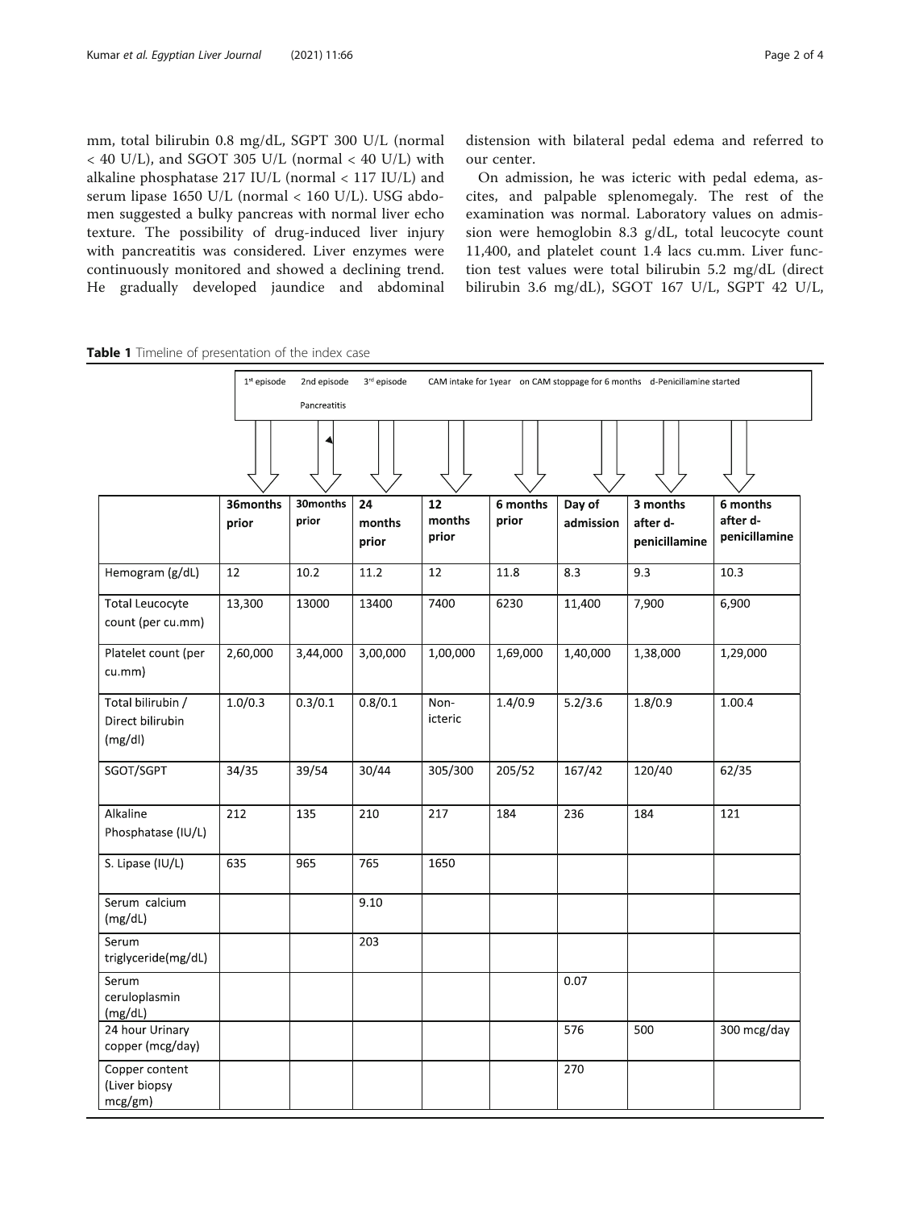mm, total bilirubin 0.8 mg/dL, SGPT 300 U/L (normal < 40 U/L), and SGOT 305 U/L (normal < 40 U/L) with alkaline phosphatase 217 IU/L (normal < 117 IU/L) and serum lipase 1650 U/L (normal < 160 U/L). USG abdomen suggested a bulky pancreas with normal liver echo texture. The possibility of drug-induced liver injury with pancreatitis was considered. Liver enzymes were continuously monitored and showed a declining trend. He gradually developed jaundice and abdominal distension with bilateral pedal edema and referred to our center.

On admission, he was icteric with pedal edema, ascites, and palpable splenomegaly. The rest of the examination was normal. Laboratory values on admission were hemoglobin 8.3 g/dL, total leucocyte count 11,400, and platelet count 1.4 lacs cu.mm. Liver function test values were total bilirubin 5.2 mg/dL (direct bilirubin 3.6 mg/dL), SGOT 167 U/L, SGPT 42 U/L,

**Table 1** Timeline of presentation of the index case

| | 1st episode | 2nd episode Pancreatitis | 3rd episode | CAM intake for 1year | on CAM stoppage for 6 months | | d-Penicillamine started | |
|---|---|---|---|---|---|---|---|---|
| | 36months prior | 30months prior | 24 months prior | 12 months prior | 6 months prior | Day of admission | 3 months after d-penicillamine | 6 months after d-penicillamine |
| Hemogram (g/dL) | 12 | 10.2 | 11.2 | 12 | 11.8 | 8.3 | 9.3 | 10.3 |
| Total Leucocyte count (per cu.mm) | 13,300 | 13000 | 13400 | 7400 | 6230 | 11,400 | 7,900 | 6,900 |
| Platelet count (per cu.mm) | 2,60,000 | 3,44,000 | 3,00,000 | 1,00,000 | 1,69,000 | 1,40,000 | 1,38,000 | 1,29,000 |
| Total bilirubin / Direct bilirubin (mg/dl) | 1.0/0.3 | 0.3/0.1 | 0.8/0.1 | Non-icteric | 1.4/0.9 | 5.2/3.6 | 1.8/0.9 | 1.00.4 |
| SGOT/SGPT | 34/35 | 39/54 | 30/44 | 305/300 | 205/52 | 167/42 | 120/40 | 62/35 |
| Alkaline Phosphatase (IU/L) | 212 | 135 | 210 | 217 | 184 | 236 | 184 | 121 |
| S. Lipase (IU/L) | 635 | 965 | 765 | 1650 | | | | |
| Serum calcium (mg/dL) | | | 9.10 | | | | | |
| Serum triglyceride(mg/dL) | | | 203 | | | | | |
| Serum ceruloplasmin (mg/dL) | | | | | | 0.07 | | |
| 24 hour Urinary copper (mcg/day) | | | | | | 576 | 500 | 300 mcg/day |
| Copper content (Liver biopsy mcg/gm) | | | | | | 270 | | |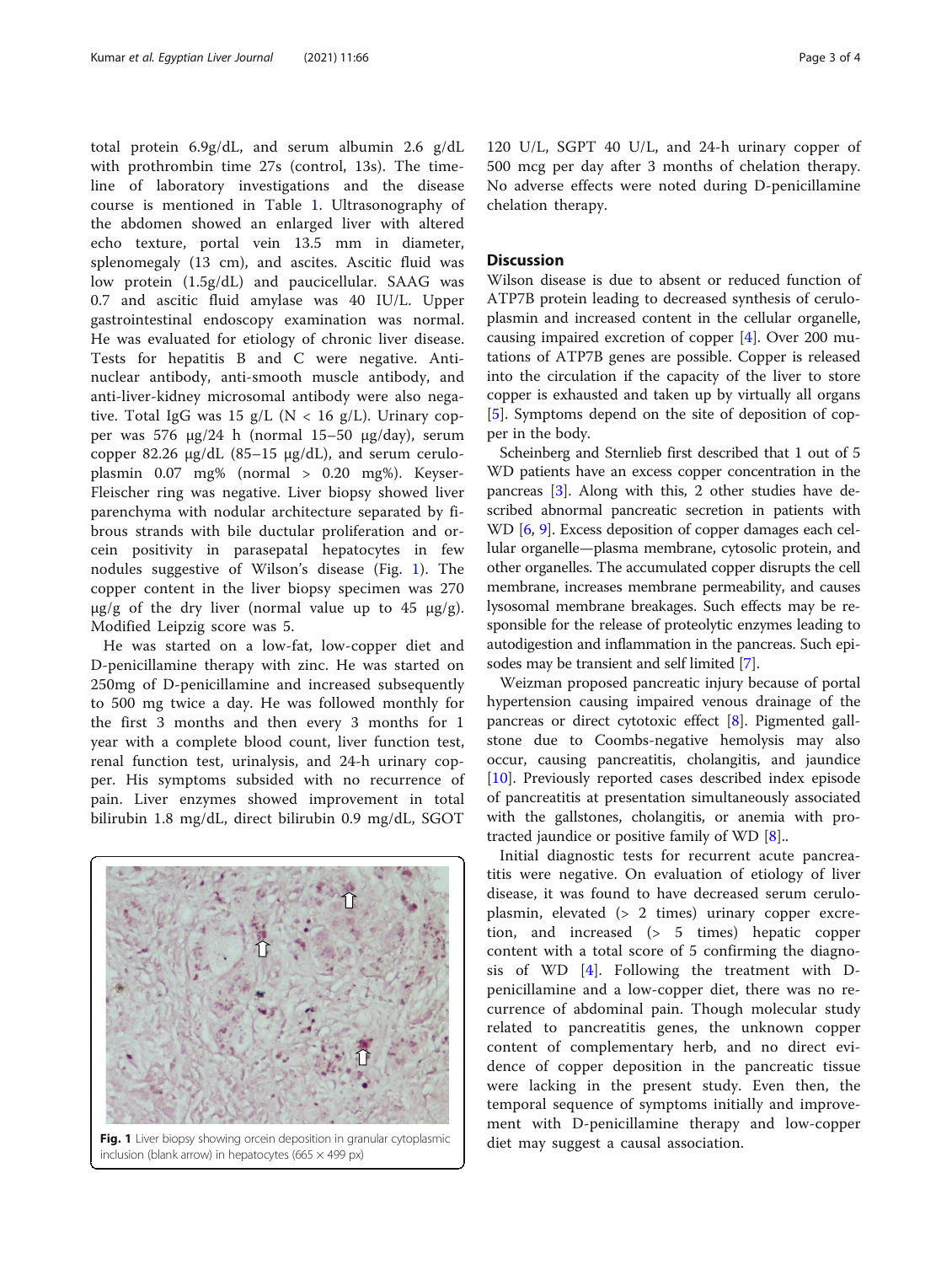total protein 6.9g/dL, and serum albumin 2.6 g/dL with prothrombin time 27s (control, 13s). The timeline of laboratory investigations and the disease course is mentioned in Table 1. Ultrasonography of the abdomen showed an enlarged liver with altered echo texture, portal vein 13.5 mm in diameter, splenomegaly (13 cm), and ascites. Ascitic fluid was low protein (1.5g/dL) and paucicellular. SAAG was 0.7 and ascitic fluid amylase was 40 IU/L. Upper gastrointestinal endoscopy examination was normal. He was evaluated for etiology of chronic liver disease. Tests for hepatitis B and C were negative. Antinuclear antibody, anti-smooth muscle antibody, and anti-liver-kidney microsomal antibody were also negative. Total IgG was 15 g/L (N < 16 g/L). Urinary copper was 576 μg/24 h (normal 15–50 μg/day), serum copper 82.26 μg/dL (85–15 μg/dL), and serum ceruloplasmin 0.07 mg% (normal > 0.20 mg%). Keyser-Fleischer ring was negative. Liver biopsy showed liver parenchyma with nodular architecture separated by fibrous strands with bile ductular proliferation and orcein positivity in parasepatal hepatocytes in few nodules suggestive of Wilson's disease (Fig. 1). The copper content in the liver biopsy specimen was 270 μg/g of the dry liver (normal value up to 45 μg/g). Modified Leipzig score was 5.

He was started on a low-fat, low-copper diet and D-penicillamine therapy with zinc. He was started on 250mg of D-penicillamine and increased subsequently to 500 mg twice a day. He was followed monthly for the first 3 months and then every 3 months for 1 year with a complete blood count, liver function test, renal function test, urinalysis, and 24-h urinary copper. His symptoms subsided with no recurrence of pain. Liver enzymes showed improvement in total bilirubin 1.8 mg/dL, direct bilirubin 0.9 mg/dL, SGOT 120 U/L, SGPT 40 U/L, and 24-h urinary copper of 500 mcg per day after 3 months of chelation therapy. No adverse effects were noted during D-penicillamine chelation therapy.

**Fig. 1** Liver biopsy showing orcein deposition in granular cytoplasmic inclusion (blank arrow) in hepatocytes (665 × 499 px)

## Discussion

Wilson disease is due to absent or reduced function of ATP7B protein leading to decreased synthesis of ceruloplasmin and increased content in the cellular organelle, causing impaired excretion of copper [4]. Over 200 mutations of ATP7B genes are possible. Copper is released into the circulation if the capacity of the liver to store copper is exhausted and taken up by virtually all organs [5]. Symptoms depend on the site of deposition of copper in the body.

Scheinberg and Sternlieb first described that 1 out of 5 WD patients have an excess copper concentration in the pancreas [3]. Along with this, 2 other studies have described abnormal pancreatic secretion in patients with WD [6, 9]. Excess deposition of copper damages each cellular organelle—plasma membrane, cytosolic protein, and other organelles. The accumulated copper disrupts the cell membrane, increases membrane permeability, and causes lysosomal membrane breakages. Such effects may be responsible for the release of proteolytic enzymes leading to autodigestion and inflammation in the pancreas. Such episodes may be transient and self limited [7].

Weizman proposed pancreatic injury because of portal hypertension causing impaired venous drainage of the pancreas or direct cytotoxic effect [8]. Pigmented gallstone due to Coombs-negative hemolysis may also occur, causing pancreatitis, cholangitis, and jaundice [10]. Previously reported cases described index episode of pancreatitis at presentation simultaneously associated with the gallstones, cholangitis, or anemia with protracted jaundice or positive family of WD [8]..

Initial diagnostic tests for recurrent acute pancreatitis were negative. On evaluation of etiology of liver disease, it was found to have decreased serum ceruloplasmin, elevated (> 2 times) urinary copper excretion, and increased (> 5 times) hepatic copper content with a total score of 5 confirming the diagnosis of WD [4]. Following the treatment with D-penicillamine and a low-copper diet, there was no recurrence of abdominal pain. Though molecular study related to pancreatitis genes, the unknown copper content of complementary herb, and no direct evidence of copper deposition in the pancreatic tissue were lacking in the present study. Even then, the temporal sequence of symptoms initially and improvement with D-penicillamine therapy and low-copper diet may suggest a causal association.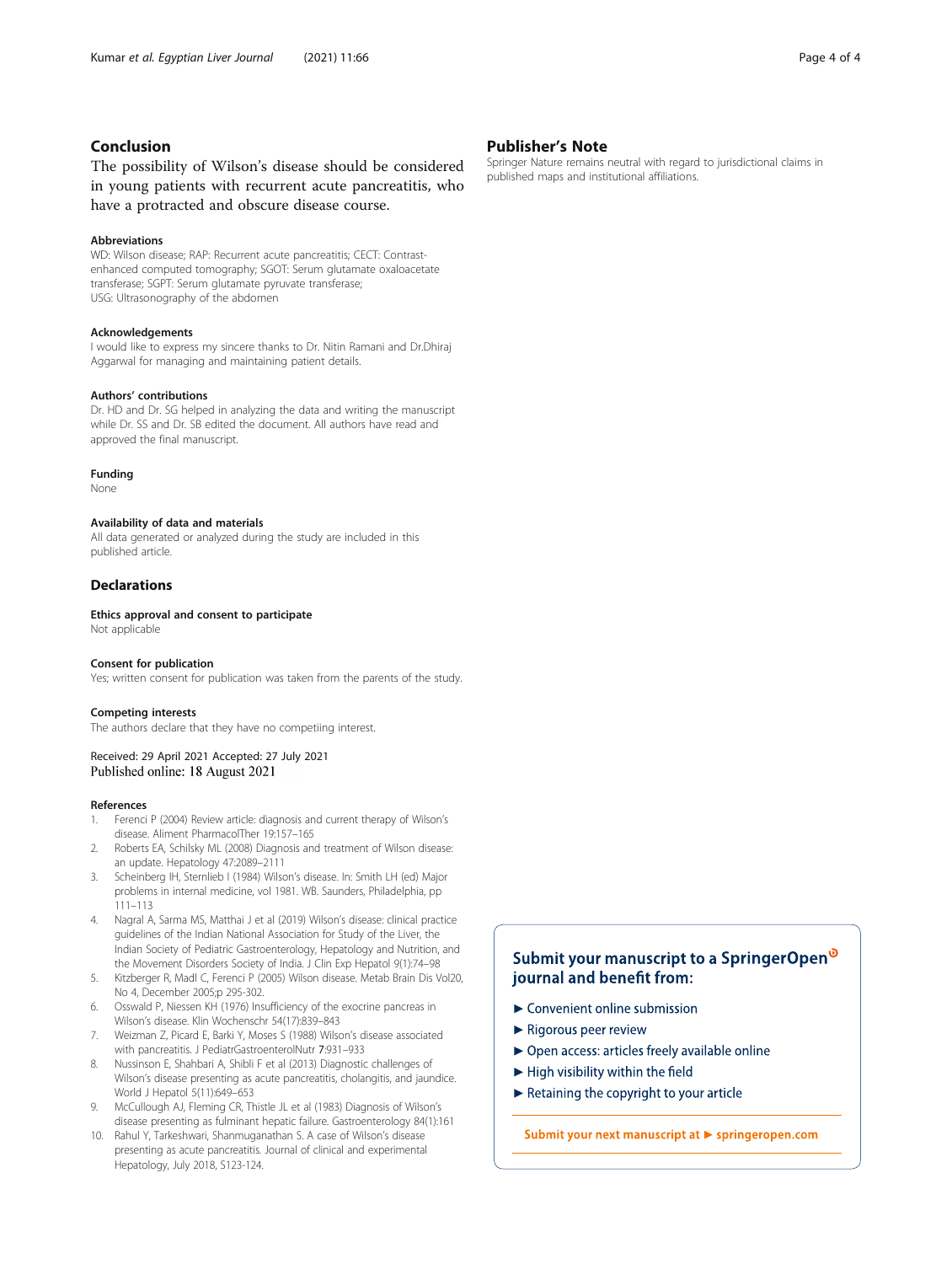## Conclusion

The possibility of Wilson's disease should be considered in young patients with recurrent acute pancreatitis, who have a protracted and obscure disease course.

### Abbreviations

WD: Wilson disease; RAP: Recurrent acute pancreatitis; CECT: Contrast-enhanced computed tomography; SGOT: Serum glutamate oxaloacetate transferase; SGPT: Serum glutamate pyruvate transferase; USG: Ultrasonography of the abdomen

### Acknowledgements

I would like to express my sincere thanks to Dr. Nitin Ramani and Dr.Dhiraj Aggarwal for managing and maintaining patient details.

### Authors' contributions

Dr. HD and Dr. SG helped in analyzing the data and writing the manuscript while Dr. SS and Dr. SB edited the document. All authors have read and approved the final manuscript.

### Funding

None

### Availability of data and materials

All data generated or analyzed during the study are included in this published article.

## Declarations

### Ethics approval and consent to participate

Not applicable

### Consent for publication

Yes; written consent for publication was taken from the parents of the study.

### Competing interests

The authors declare that they have no competiing interest.

Received: 29 April 2021 Accepted: 27 July 2021
Published online: 18 August 2021

### References

1. Ferenci P (2004) Review article: diagnosis and current therapy of Wilson's disease. Aliment PharmacolTher 19:157–165
2. Roberts EA, Schilsky ML (2008) Diagnosis and treatment of Wilson disease: an update. Hepatology 47:2089–2111
3. Scheinberg IH, Sternlieb I (1984) Wilson's disease. In: Smith LH (ed) Major problems in internal medicine, vol 1981. WB. Saunders, Philadelphia, pp 111–113
4. Nagral A, Sarma MS, Matthai J et al (2019) Wilson's disease: clinical practice guidelines of the Indian National Association for Study of the Liver, the Indian Society of Pediatric Gastroenterology, Hepatology and Nutrition, and the Movement Disorders Society of India. J Clin Exp Hepatol 9(1):74–98
5. Kitzberger R, Madl C, Ferenci P (2005) Wilson disease. Metab Brain Dis Vol20, No 4, December 2005;p 295-302.
6. Osswald P, Niessen KH (1976) Insufficiency of the exocrine pancreas in Wilson's disease. Klin Wochenschr 54(17):839–843
7. Weizman Z, Picard E, Barki Y, Moses S (1988) Wilson's disease associated with pancreatitis. J PediatrGastroenterolNutr **7**:931–933
8. Nussinson E, Shahbari A, Shibli F et al (2013) Diagnostic challenges of Wilson's disease presenting as acute pancreatitis, cholangitis, and jaundice. World J Hepatol 5(11):649–653
9. McCullough AJ, Fleming CR, Thistle JL et al (1983) Diagnosis of Wilson's disease presenting as fulminant hepatic failure. Gastroenterology 84(1):161
10. Rahul Y, Tarkeshwari, Shanmuganathan S. A case of Wilson's disease presenting as acute pancreatitis. Journal of clinical and experimental Hepatology, July 2018, S123-124.

## Publisher's Note

Springer Nature remains neutral with regard to jurisdictional claims in published maps and institutional affiliations.

**Submit your manuscript to a SpringerOpen journal and benefit from:**

- ► Convenient online submission
- ► Rigorous peer review
- ► Open access: articles freely available online
- ► High visibility within the field
- ► Retaining the copyright to your article

Submit your next manuscript at ► springeropen.com